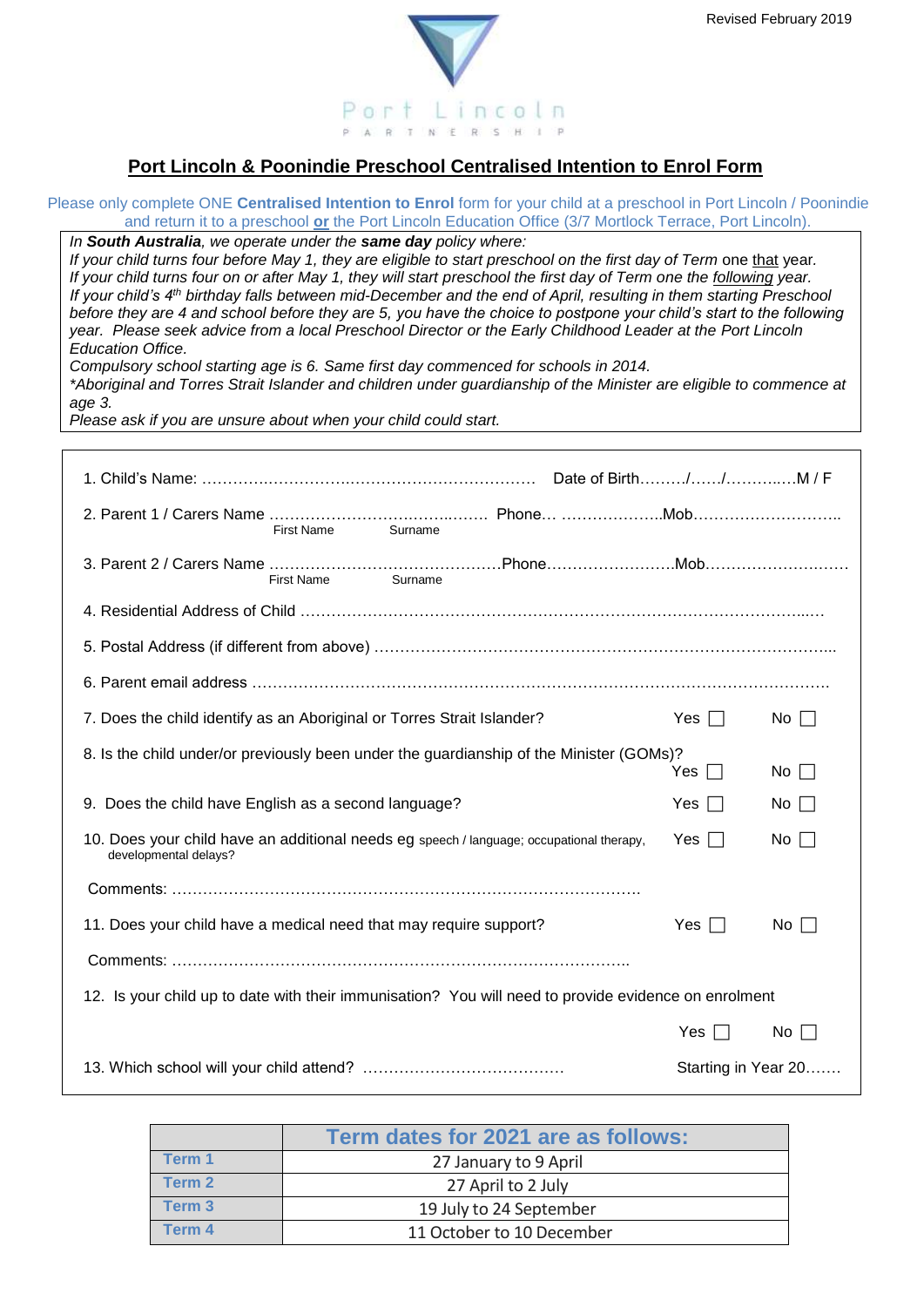Revised February 2019

Port Lincoln
PARTNERSHIP

# Port Lincoln & Poonindie Preschool Centralised Intention to Enrol Form

Please only complete ONE **Centralised Intention to Enrol** form for your child at a preschool in Port Lincoln / Poonindie and return it to a preschool **or** the Port Lincoln Education Office (3/7 Mortlock Terrace, Port Lincoln).

*In **South Australia**, we operate under the **same day** policy where:*
*If your child turns four before May 1, they are eligible to start preschool on the first day of Term* one that year.
*If your child turns four on or after May 1, they will start preschool the first day of Term one the following year.*
*If your child's 4th birthday falls between mid-December and the end of April, resulting in them starting Preschool before they are 4 and school before they are 5, you have the choice to postpone your child's start to the following year. Please seek advice from a local Preschool Director or the Early Childhood Leader at the Port Lincoln Education Office.*
*Compulsory school starting age is 6. Same first day commenced for schools in 2014.*
*\*Aboriginal and Torres Strait Islander and children under guardianship of the Minister are eligible to commence at age 3.*
*Please ask if you are unsure about when your child could start.*

1. Child's Name: ………………………………………………………… Date of Birth………/……/…………M / F

2. Parent 1 / Carers Name …………………………………… Phone… ………………..Mob………………………..
   First Name Surname

3. Parent 2 / Carers Name ………………………………………Phone……………………..Mob………………………
   First Name Surname

4. Residential Address of Child ………………………………………………………………………………………

5. Postal Address (if different from above) ………………………………………………………………………….

6. Parent email address ……………………………………………………………………………………………….

7. Does the child identify as an Aboriginal or Torres Strait Islander? Yes ☐ No ☐

8. Is the child under/or previously been under the guardianship of the Minister (GOMs)? Yes ☐ No ☐

9. Does the child have English as a second language? Yes ☐ No ☐

10. Does your child have an additional needs eg speech / language; occupational therapy, developmental delays? Yes ☐ No ☐

Comments: ……………………………………………………………………………….

11. Does your child have a medical need that may require support? Yes ☐ No ☐

Comments: ……………………………………………………………………………..

12. Is your child up to date with their immunisation? You will need to provide evidence on enrolment

Yes ☐ No ☐

13. Which school will your child attend? ………………………………… Starting in Year 20…….

| | Term dates for 2021 are as follows: |
|---|---|
| Term 1 | 27 January to 9 April |
| Term 2 | 27 April to 2 July |
| Term 3 | 19 July to 24 September |
| Term 4 | 11 October to 10 December |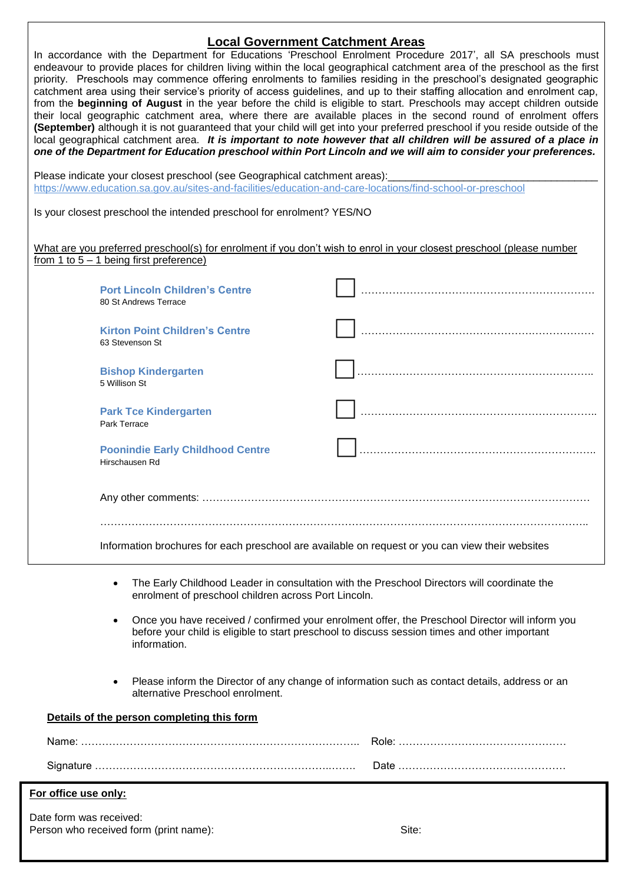## Local Government Catchment Areas

In accordance with the Department for Educations 'Preschool Enrolment Procedure 2017', all SA preschools must endeavour to provide places for children living within the local geographical catchment area of the preschool as the first priority. Preschools may commence offering enrolments to families residing in the preschool's designated geographic catchment area using their service's priority of access guidelines, and up to their staffing allocation and enrolment cap, from the **beginning of August** in the year before the child is eligible to start. Preschools may accept children outside their local geographic catchment area, where there are available places in the second round of enrolment offers **(September)** although it is not guaranteed that your child will get into your preferred preschool if you reside outside of the local geographical catchment area. ***It is important to note however that all children will be assured of a place in one of the Department for Education preschool within Port Lincoln and we will aim to consider your preferences.***

Please indicate your closest preschool (see Geographical catchment areas):\_\_\_\_\_\_\_\_\_\_\_\_\_\_\_\_\_\_\_\_\_\_\_\_\_\_\_\_\_\_\_\_\_\_\_\_
https://www.education.sa.gov.au/sites-and-facilities/education-and-care-locations/find-school-or-preschool

Is your closest preschool the intended preschool for enrolment? YES/NO

What are you preferred preschool(s) for enrolment if you don't wish to enrol in your closest preschool (please number from 1 to 5 – 1 being first preference)

**Port Lincoln Children's Centre**
80 St Andrews Terrace ☐ ………………………………………………………….

**Kirton Point Children's Centre**
63 Stevenson St ☐ ………………………………………………………….

**Bishop Kindergarten**
5 Willison St ☐ ………………………………………………………….

**Park Tce Kindergarten**
Park Terrace ☐ ………………………………………………………….

**Poonindie Early Childhood Centre**
Hirschausen Rd ☐ ………………………………………………………….

Any other comments: ……………………………………………………………………………………………………

…………………………………………………………………………………………………………………………

Information brochures for each preschool are available on request or you can view their websites

- The Early Childhood Leader in consultation with the Preschool Directors will coordinate the enrolment of preschool children across Port Lincoln.
- Once you have received / confirmed your enrolment offer, the Preschool Director will inform you before your child is eligible to start preschool to discuss session times and other important information.
- Please inform the Director of any change of information such as contact details, address or an alternative Preschool enrolment.

**Details of the person completing this form**

Name: ……………………………………………………………………….. Role: …………………………………………

Signature ………………………………………………………………… Date …………………………………………

**For office use only:**

Date form was received:
Person who received form (print name): Site: